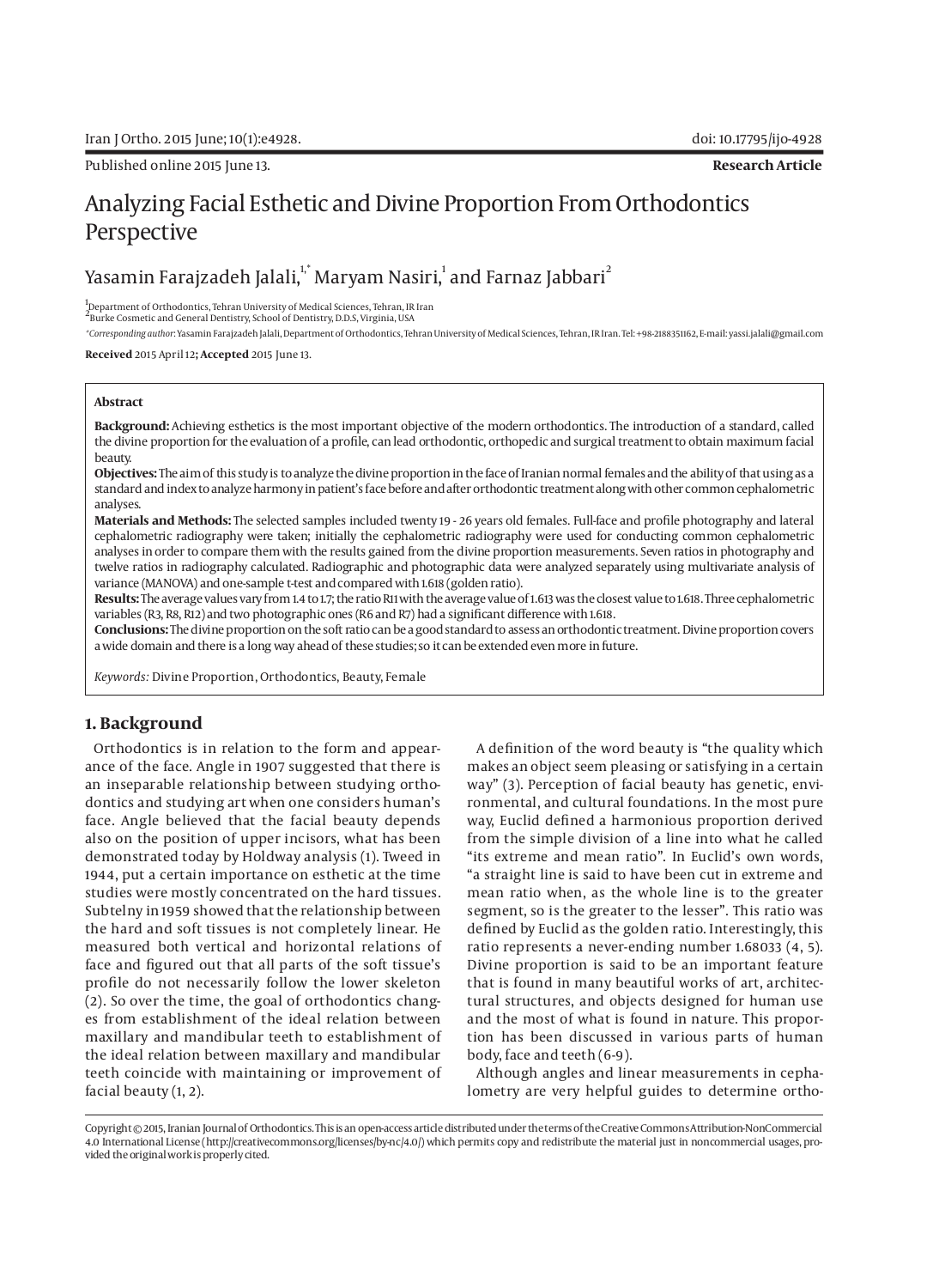Published online 2015 June 13.

**Research Article**

# Analyzing Facial Esthetic and Divine Proportion From Orthodontics Perspective

Yasamin Farajzadeh Jalali,[1,*] Maryam Nasiri,[1] and Farnaz Jabbari[2]

[1]Department of Orthodontics, Tehran University of Medical Sciences, Tehran, IR Iran
[2]Burke Cosmetic and General Dentistry, School of Dentistry, D.D.S, Virginia, USA

*Corresponding author: Yasamin Farajzadeh Jalali, Department of Orthodontics, Tehran University of Medical Sciences, Tehran, IR Iran. Tel: +98-2188351162, E-mail: yassi.jalali@gmail.com

**Received** 2015 April 12**; Accepted** 2015 June 13.

**Abstract**

**Background:** Achieving esthetics is the most important objective of the modern orthodontics. The introduction of a standard, called the divine proportion for the evaluation of a profile, can lead orthodontic, orthopedic and surgical treatment to obtain maximum facial beauty.

**Objectives:** The aim of this study is to analyze the divine proportion in the face of Iranian normal females and the ability of that using as a standard and index to analyze harmony in patient's face before and after orthodontic treatment along with other common cephalometric analyses.

**Materials and Methods:** The selected samples included twenty 19 - 26 years old females. Full-face and profile photography and lateral cephalometric radiography were taken; initially the cephalometric radiography were used for conducting common cephalometric analyses in order to compare them with the results gained from the divine proportion measurements. Seven ratios in photography and twelve ratios in radiography calculated. Radiographic and photographic data were analyzed separately using multivariate analysis of variance (MANOVA) and one-sample t-test and compared with 1.618 (golden ratio).

**Results:** The average values vary from 1.4 to 1.7; the ratio R11 with the average value of 1.613 was the closest value to 1.618. Three cephalometric variables (R3, R8, R12) and two photographic ones (R6 and R7) had a significant difference with 1.618.

**Conclusions:** The divine proportion on the soft ratio can be a good standard to assess an orthodontic treatment. Divine proportion covers a wide domain and there is a long way ahead of these studies; so it can be extended even more in future.

*Keywords:* Divine Proportion, Orthodontics, Beauty, Female

## 1. Background

Orthodontics is in relation to the form and appearance of the face. Angle in 1907 suggested that there is an inseparable relationship between studying orthodontics and studying art when one considers human's face. Angle believed that the facial beauty depends also on the position of upper incisors, what has been demonstrated today by Holdway analysis (1). Tweed in 1944, put a certain importance on esthetic at the time studies were mostly concentrated on the hard tissues. Subtelny in 1959 showed that the relationship between the hard and soft tissues is not completely linear. He measured both vertical and horizontal relations of face and figured out that all parts of the soft tissue's profile do not necessarily follow the lower skeleton (2). So over the time, the goal of orthodontics changes from establishment of the ideal relation between maxillary and mandibular teeth to establishment of the ideal relation between maxillary and mandibular teeth coincide with maintaining or improvement of facial beauty (1, 2).

A definition of the word beauty is "the quality which makes an object seem pleasing or satisfying in a certain way" (3). Perception of facial beauty has genetic, environmental, and cultural foundations. In the most pure way, Euclid defined a harmonious proportion derived from the simple division of a line into what he called "its extreme and mean ratio". In Euclid's own words, "a straight line is said to have been cut in extreme and mean ratio when, as the whole line is to the greater segment, so is the greater to the lesser". This ratio was defined by Euclid as the golden ratio. Interestingly, this ratio represents a never-ending number 1.68033 (4, 5). Divine proportion is said to be an important feature that is found in many beautiful works of art, architectural structures, and objects designed for human use and the most of what is found in nature. This proportion has been discussed in various parts of human body, face and teeth (6-9).

Although angles and linear measurements in cephalometry are very helpful guides to determine ortho-

Copyright © 2015, Iranian Journal of Orthodontics. This is an open-access article distributed under the terms of the Creative Commons Attribution-NonCommercial 4.0 International License (http://creativecommons.org/licenses/by-nc/4.0/) which permits copy and redistribute the material just in noncommercial usages, provided the original work is properly cited.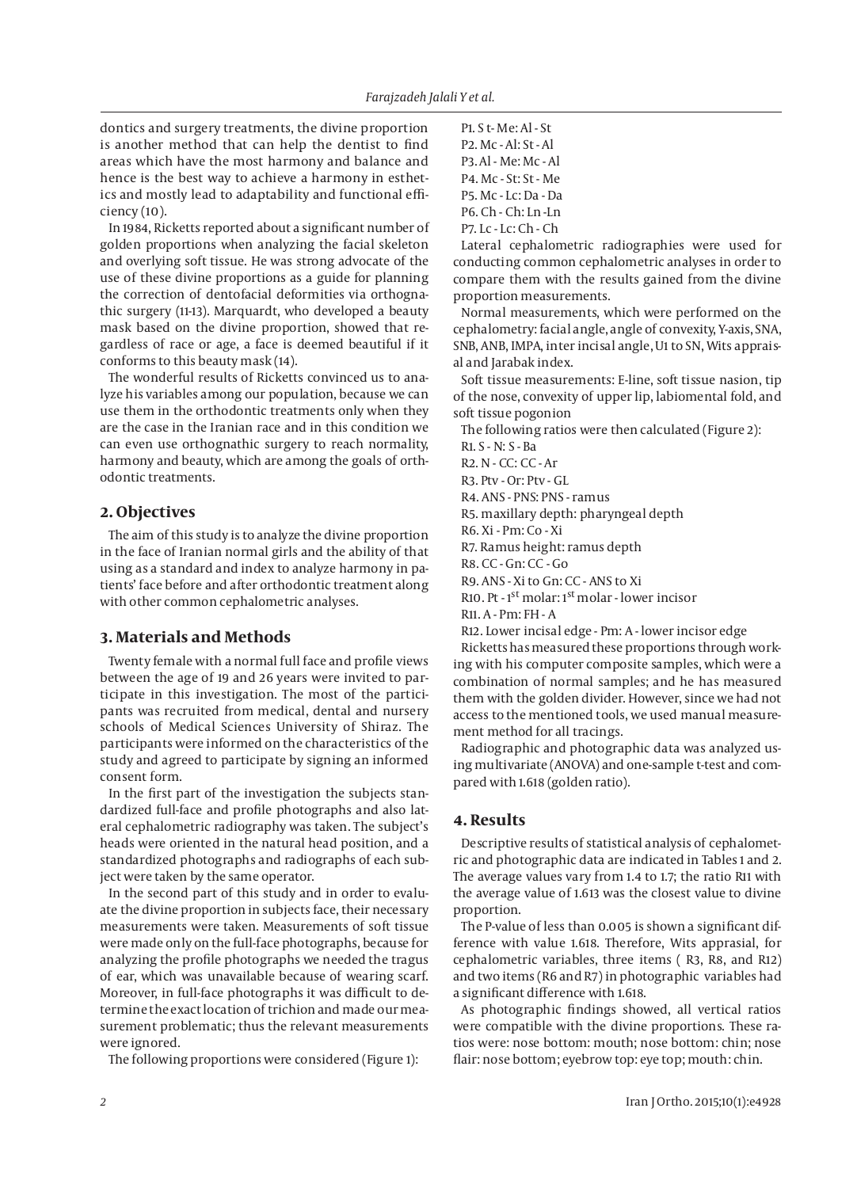dontics and surgery treatments, the divine proportion is another method that can help the dentist to find areas which have the most harmony and balance and hence is the best way to achieve a harmony in esthetics and mostly lead to adaptability and functional efficiency (10).

In 1984, Ricketts reported about a significant number of golden proportions when analyzing the facial skeleton and overlying soft tissue. He was strong advocate of the use of these divine proportions as a guide for planning the correction of dentofacial deformities via orthognathic surgery (11-13). Marquardt, who developed a beauty mask based on the divine proportion, showed that regardless of race or age, a face is deemed beautiful if it conforms to this beauty mask (14).

The wonderful results of Ricketts convinced us to analyze his variables among our population, because we can use them in the orthodontic treatments only when they are the case in the Iranian race and in this condition we can even use orthognathic surgery to reach normality, harmony and beauty, which are among the goals of orthodontic treatments.

## 2. Objectives

The aim of this study is to analyze the divine proportion in the face of Iranian normal girls and the ability of that using as a standard and index to analyze harmony in patients' face before and after orthodontic treatment along with other common cephalometric analyses.

## 3. Materials and Methods

Twenty female with a normal full face and profile views between the age of 19 and 26 years were invited to participate in this investigation. The most of the participants was recruited from medical, dental and nursery schools of Medical Sciences University of Shiraz. The participants were informed on the characteristics of the study and agreed to participate by signing an informed consent form.

In the first part of the investigation the subjects standardized full-face and profile photographs and also lateral cephalometric radiography was taken. The subject's heads were oriented in the natural head position, and a standardized photographs and radiographs of each subject were taken by the same operator.

In the second part of this study and in order to evaluate the divine proportion in subjects face, their necessary measurements were taken. Measurements of soft tissue were made only on the full-face photographs, because for analyzing the profile photographs we needed the tragus of ear, which was unavailable because of wearing scarf. Moreover, in full-face photographs it was difficult to determine the exact location of trichion and made our measurement problematic; thus the relevant measurements were ignored.

The following proportions were considered (Figure 1):

P1. S t- Me: Al - St
P2. Mc - Al: St - Al
P3. Al - Me: Mc - Al
P4. Mc - St: St - Me
P5. Mc - Lc: Da - Da
P6. Ch - Ch: Ln -Ln
P7. Lc - Lc: Ch - Ch

Lateral cephalometric radiographies were used for conducting common cephalometric analyses in order to compare them with the results gained from the divine proportion measurements.

Normal measurements, which were performed on the cephalometry: facial angle, angle of convexity, Y-axis, SNA, SNB, ANB, IMPA, inter incisal angle, U1 to SN, Wits appraisal and Jarabak index.

Soft tissue measurements: E-line, soft tissue nasion, tip of the nose, convexity of upper lip, labiomental fold, and soft tissue pogonion

The following ratios were then calculated (Figure 2):

R1. S - N: S - Ba
R2. N - CC: CC - Ar
R3. Ptv - Or: Ptv - GL
R4. ANS - PNS: PNS - ramus
R5. maxillary depth: pharyngeal depth
R6. Xi - Pm: Co - Xi
R7. Ramus height: ramus depth
R8. CC - Gn: CC - Go
R9. ANS - Xi to Gn: CC - ANS to Xi
R10. Pt - 1st molar: 1st molar - lower incisor
R11. A - Pm: FH - A
R12. Lower incisal edge - Pm: A - lower incisor edge

Ricketts has measured these proportions through working with his computer composite samples, which were a combination of normal samples; and he has measured them with the golden divider. However, since we had not access to the mentioned tools, we used manual measurement method for all tracings.

Radiographic and photographic data was analyzed using multivariate (ANOVA) and one-sample t-test and compared with 1.618 (golden ratio).

## 4. Results

Descriptive results of statistical analysis of cephalometric and photographic data are indicated in Tables 1 and 2. The average values vary from 1.4 to 1.7; the ratio R11 with the average value of 1.613 was the closest value to divine proportion.

The P-value of less than 0.005 is shown a significant difference with value 1.618. Therefore, Wits apprasial, for cephalometric variables, three items ( R3, R8, and R12) and two items (R6 and R7) in photographic variables had a significant difference with 1.618.

As photographic findings showed, all vertical ratios were compatible with the divine proportions. These ratios were: nose bottom: mouth; nose bottom: chin; nose flair: nose bottom; eyebrow top: eye top; mouth: chin.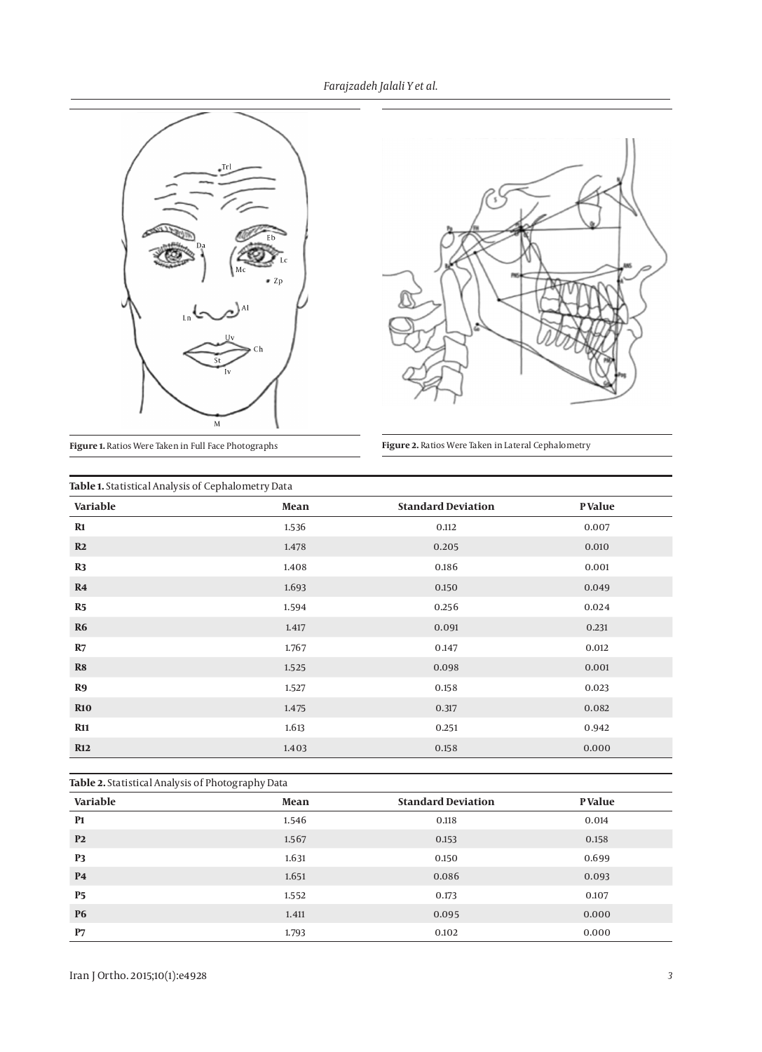Figure 1. Ratios Were Taken in Full Face Photographs

Figure 2. Ratios Were Taken in Lateral Cephalometry

**Table 1.** Statistical Analysis of Cephalometry Data

| Variable | Mean | Standard Deviation | P Value |
|---|---|---|---|
| R1 | 1.536 | 0.112 | 0.007 |
| R2 | 1.478 | 0.205 | 0.010 |
| R3 | 1.408 | 0.186 | 0.001 |
| R4 | 1.693 | 0.150 | 0.049 |
| R5 | 1.594 | 0.256 | 0.024 |
| R6 | 1.417 | 0.091 | 0.231 |
| R7 | 1.767 | 0.147 | 0.012 |
| R8 | 1.525 | 0.098 | 0.001 |
| R9 | 1.527 | 0.158 | 0.023 |
| R10 | 1.475 | 0.317 | 0.082 |
| R11 | 1.613 | 0.251 | 0.942 |
| R12 | 1.403 | 0.158 | 0.000 |

**Table 2.** Statistical Analysis of Photography Data

| Variable | Mean | Standard Deviation | P Value |
|---|---|---|---|
| P1 | 1.546 | 0.118 | 0.014 |
| P2 | 1.567 | 0.153 | 0.158 |
| P3 | 1.631 | 0.150 | 0.699 |
| P4 | 1.651 | 0.086 | 0.093 |
| P5 | 1.552 | 0.173 | 0.107 |
| P6 | 1.411 | 0.095 | 0.000 |
| P7 | 1.793 | 0.102 | 0.000 |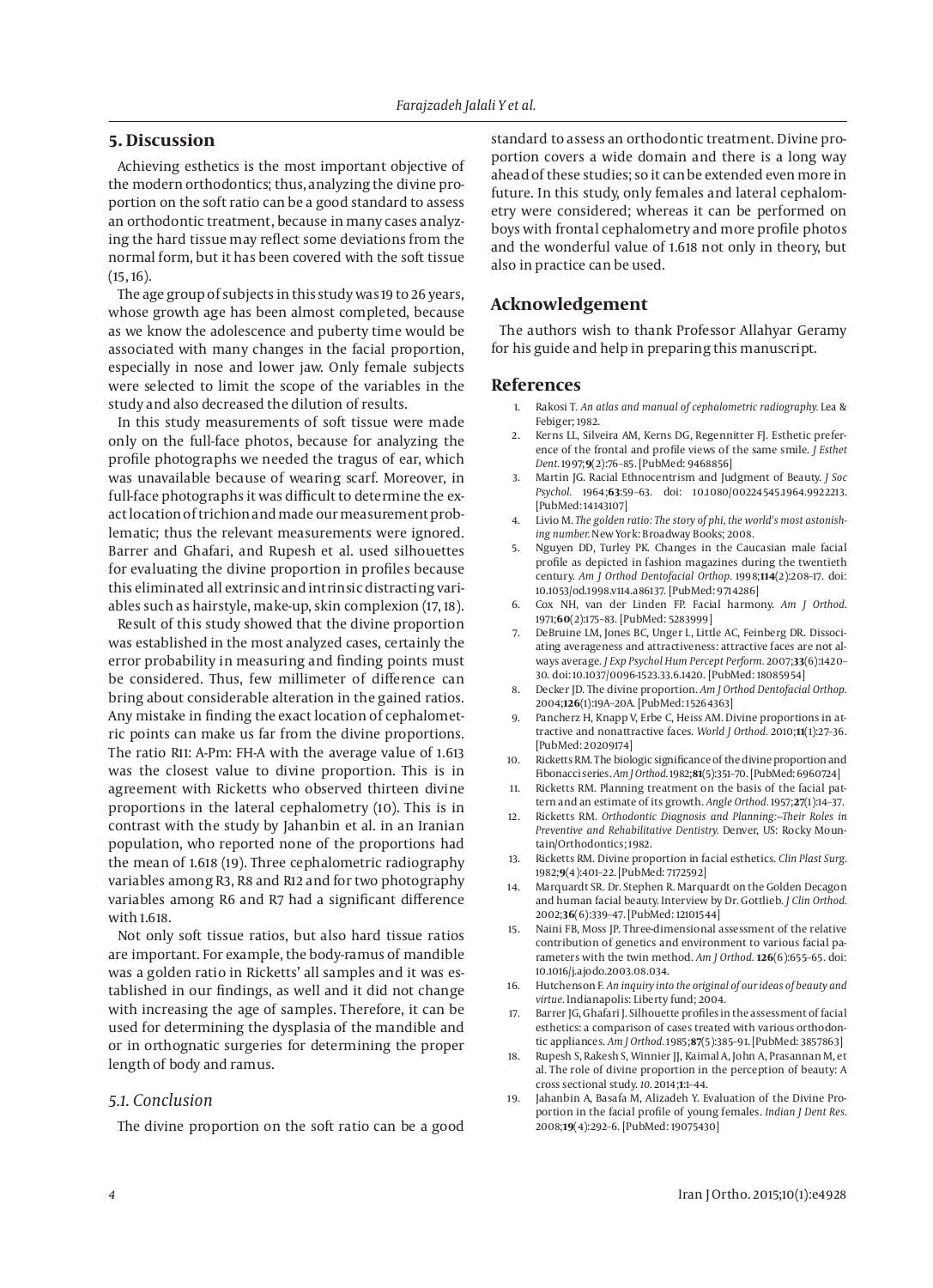## 5. Discussion

Achieving esthetics is the most important objective of the modern orthodontics; thus, analyzing the divine proportion on the soft ratio can be a good standard to assess an orthodontic treatment, because in many cases analyzing the hard tissue may reflect some deviations from the normal form, but it has been covered with the soft tissue (15, 16).

The age group of subjects in this study was 19 to 26 years, whose growth age has been almost completed, because as we know the adolescence and puberty time would be associated with many changes in the facial proportion, especially in nose and lower jaw. Only female subjects were selected to limit the scope of the variables in the study and also decreased the dilution of results.

In this study measurements of soft tissue were made only on the full-face photos, because for analyzing the profile photographs we needed the tragus of ear, which was unavailable because of wearing scarf. Moreover, in full-face photographs it was difficult to determine the exact location of trichion and made our measurement problematic; thus the relevant measurements were ignored. Barrer and Ghafari, and Rupesh et al. used silhouettes for evaluating the divine proportion in profiles because this eliminated all extrinsic and intrinsic distracting variables such as hairstyle, make-up, skin complexion (17, 18).

Result of this study showed that the divine proportion was established in the most analyzed cases, certainly the error probability in measuring and finding points must be considered. Thus, few millimeter of difference can bring about considerable alteration in the gained ratios. Any mistake in finding the exact location of cephalometric points can make us far from the divine proportions. The ratio R11: A-Pm: FH-A with the average value of 1.613 was the closest value to divine proportion. This is in agreement with Ricketts who observed thirteen divine proportions in the lateral cephalometry (10). This is in contrast with the study by Jahanbin et al. in an Iranian population, who reported none of the proportions had the mean of 1.618 (19). Three cephalometric radiography variables among R3, R8 and R12 and for two photography variables among R6 and R7 had a significant difference with 1.618.

Not only soft tissue ratios, but also hard tissue ratios are important. For example, the body-ramus of mandible was a golden ratio in Ricketts' all samples and it was established in our findings, as well and it did not change with increasing the age of samples. Therefore, it can be used for determining the dysplasia of the mandible and or in orthognatic surgeries for determining the proper length of body and ramus.

### 5.1. Conclusion

The divine proportion on the soft ratio can be a good standard to assess an orthodontic treatment. Divine proportion covers a wide domain and there is a long way ahead of these studies; so it can be extended even more in future. In this study, only females and lateral cephalometry were considered; whereas it can be performed on boys with frontal cephalometry and more profile photos and the wonderful value of 1.618 not only in theory, but also in practice can be used.

## Acknowledgement

The authors wish to thank Professor Allahyar Geramy for his guide and help in preparing this manuscript.

## References

1. Rakosi T. *An atlas and manual of cephalometric radiography.* Lea & Febiger; 1982.
2. Kerns LL, Silveira AM, Kerns DG, Regennitter FJ. Esthetic preference of the frontal and profile views of the same smile. *J Esthet Dent.* 1997;**9**(2):76–85. [PubMed: 9468856]
3. Martin JG. Racial Ethnocentrism and Judgment of Beauty. *J Soc Psychol.* 1964;**63**:59–63. doi: 10.1080/00224545.1964.9922213. [PubMed: 14143107]
4. Livio M. *The golden ratio: The story of phi, the world's most astonishing number.* New York: Broadway Books; 2008.
5. Nguyen DD, Turley PK. Changes in the Caucasian male facial profile as depicted in fashion magazines during the twentieth century. *Am J Orthod Dentofacial Orthop.* 1998;**114**(2):208–17. doi: 10.1053/od.1998.v114.a86137. [PubMed: 9714286]
6. Cox NH, van der Linden FP. Facial harmony. *Am J Orthod.* 1971;**60**(2):175–83. [PubMed: 5283999]
7. DeBruine LM, Jones BC, Unger L, Little AC, Feinberg DR. Dissociating averageness and attractiveness: attractive faces are not always average. *J Exp Psychol Hum Percept Perform.* 2007;**33**(6):1420–30. doi: 10.1037/0096-1523.33.6.1420. [PubMed: 18085954]
8. Decker JD. The divine proportion. *Am J Orthod Dentofacial Orthop.* 2004;**126**(1):19A–20A. [PubMed: 15264363]
9. Pancherz H, Knapp V, Erbe C, Heiss AM. Divine proportions in attractive and nonattractive faces. *World J Orthod.* 2010;**11**(1):27–36. [PubMed: 20209174]
10. Ricketts RM. The biologic significance of the divine proportion and Fibonacci series. *Am J Orthod.* 1982;**81**(5):351–70. [PubMed: 6960724]
11. Ricketts RM. Planning treatment on the basis of the facial pattern and an estimate of its growth. *Angle Orthod.* 1957;**27**(1):14–37.
12. Ricketts RM. *Orthodontic Diagnosis and Planning:–Their Roles in Preventive and Rehabilitative Dentistry.* Denver, US: Rocky Mountain/Orthodontics; 1982.
13. Ricketts RM. Divine proportion in facial esthetics. *Clin Plast Surg.* 1982;**9**(4):401–22. [PubMed: 7172592]
14. Marquardt SR. Dr. Stephen R. Marquardt on the Golden Decagon and human facial beauty. Interview by Dr. Gottlieb. *J Clin Orthod.* 2002;**36**(6):339–47. [PubMed: 12101544]
15. Naini FB, Moss JP. Three-dimensional assessment of the relative contribution of genetics and environment to various facial parameters with the twin method. *Am J Orthod.* **126**(6):655–65. doi: 10.1016/j.ajodo.2003.08.034.
16. Hutchenson F. *An inquiry into the original of our ideas of beauty and virtue.* Indianapolis: Liberty fund; 2004.
17. Barrer JG, Ghafari J. Silhouette profiles in the assessment of facial esthetics: a comparison of cases treated with various orthodontic appliances. *Am J Orthod.* 1985;**87**(5):385–91. [PubMed: 3857863]
18. Rupesh S, Rakesh S, Winnier JJ, Kaimal A, John A, Prasannan M, et al. The role of divine proportion in the perception of beauty: A cross sectional study. *10.* 2014;**1**:1–44.
19. Jahanbin A, Basafa M, Alizadeh Y. Evaluation of the Divine Proportion in the facial profile of young females. *Indian J Dent Res.* 2008;**19**(4):292–6. [PubMed: 19075430]